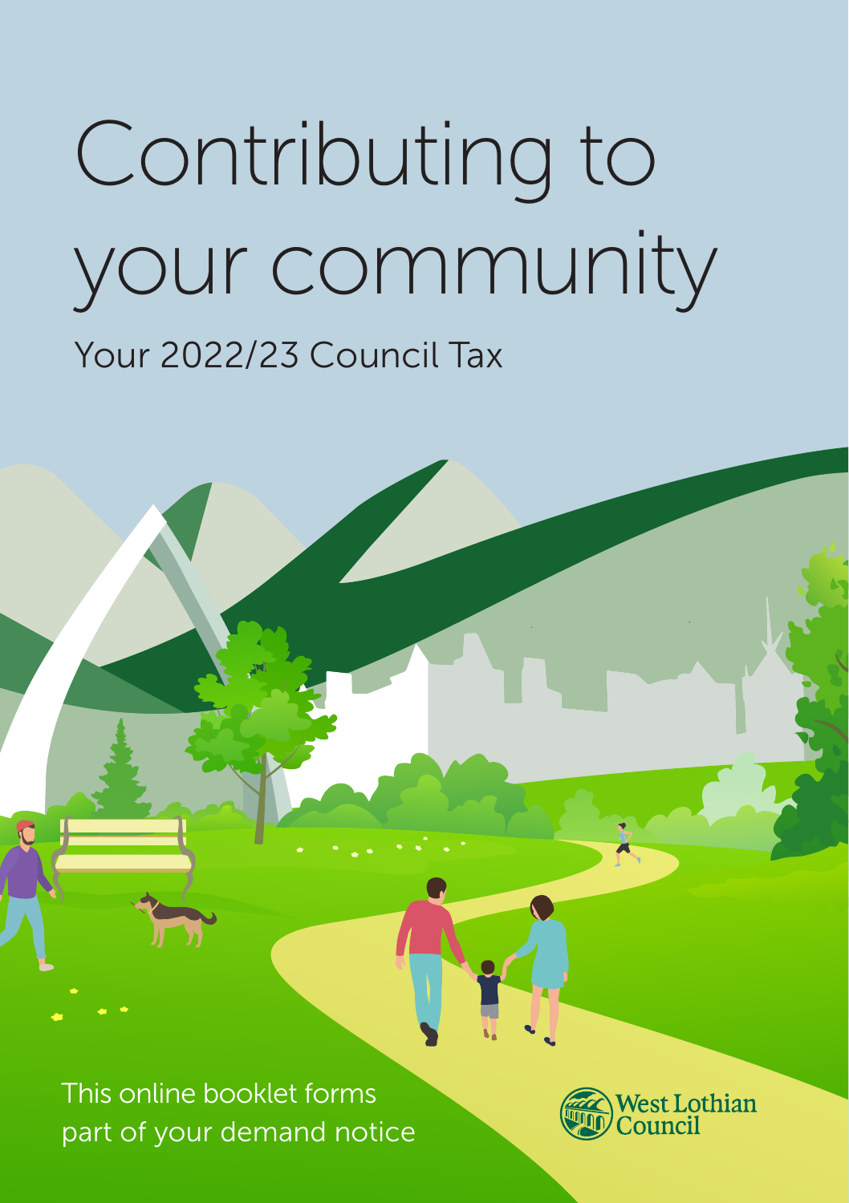# Contributing to your community

## Your 2022/23 Council Tax

This online booklet forms part of your demand notice

West Lothian Council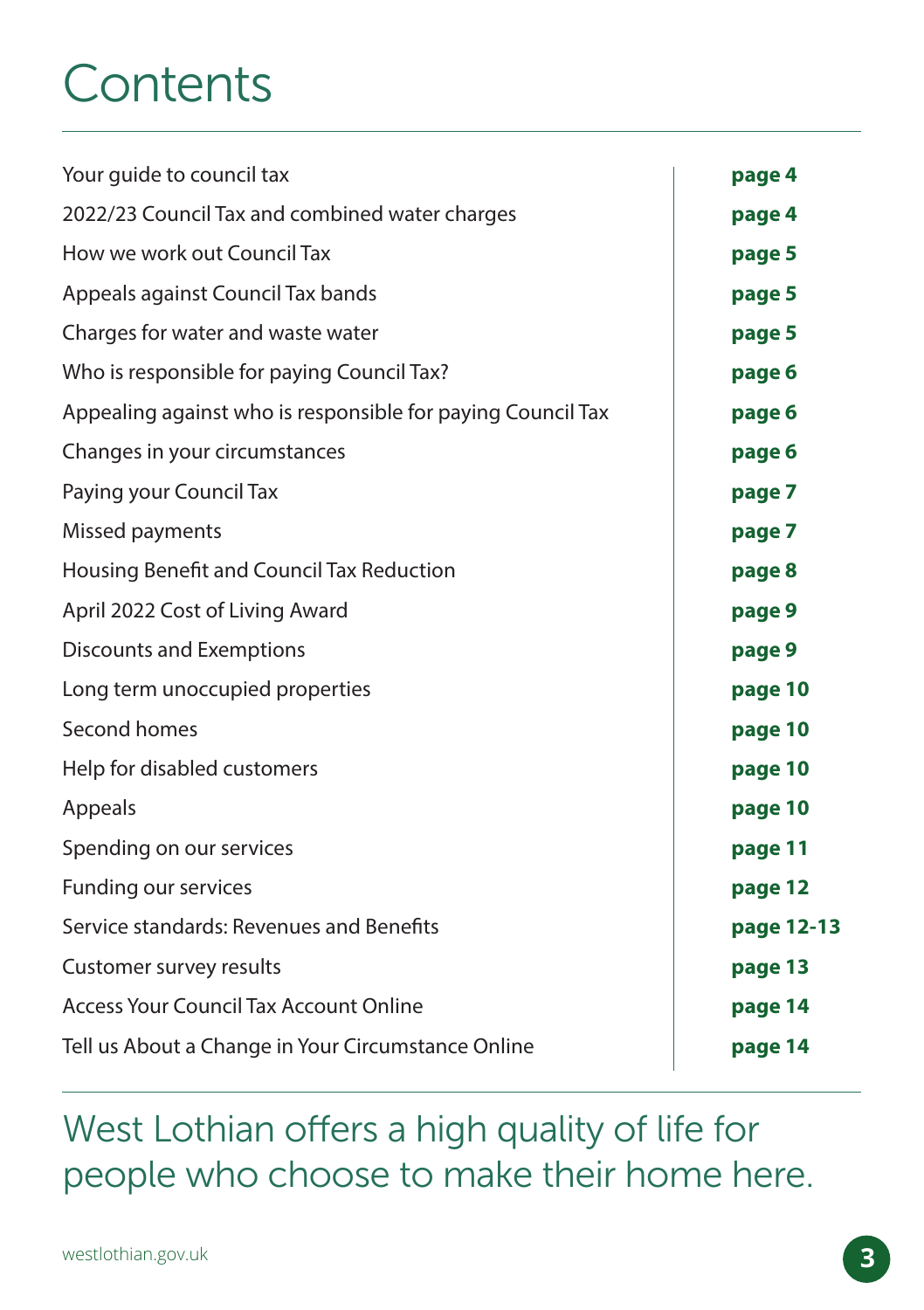# Contents

| | |
|---|---|
| Your guide to council tax | **page 4** |
| 2022/23 Council Tax and combined water charges | **page 4** |
| How we work out Council Tax | **page 5** |
| Appeals against Council Tax bands | **page 5** |
| Charges for water and waste water | **page 5** |
| Who is responsible for paying Council Tax? | **page 6** |
| Appealing against who is responsible for paying Council Tax | **page 6** |
| Changes in your circumstances | **page 6** |
| Paying your Council Tax | **page 7** |
| Missed payments | **page 7** |
| Housing Benefit and Council Tax Reduction | **page 8** |
| April 2022 Cost of Living Award | **page 9** |
| Discounts and Exemptions | **page 9** |
| Long term unoccupied properties | **page 10** |
| Second homes | **page 10** |
| Help for disabled customers | **page 10** |
| Appeals | **page 10** |
| Spending on our services | **page 11** |
| Funding our services | **page 12** |
| Service standards: Revenues and Benefits | **page 12-13** |
| Customer survey results | **page 13** |
| Access Your Council Tax Account Online | **page 14** |
| Tell us About a Change in Your Circumstance Online | **page 14** |

West Lothian offers a high quality of life for people who choose to make their home here.

westlothian.gov.uk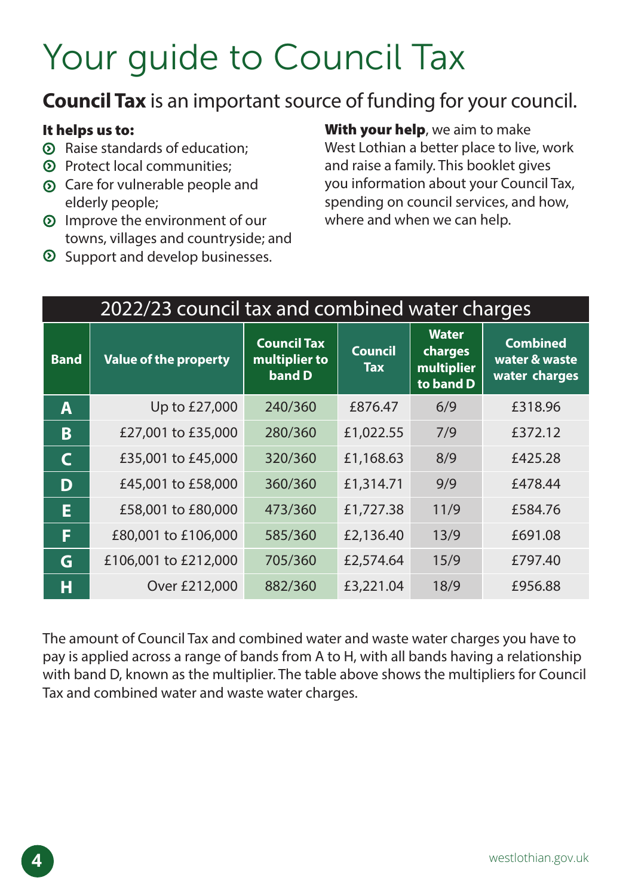# Your guide to Council Tax

**Council Tax** is an important source of funding for your council.

**It helps us to:**

- Raise standards of education;
- Protect local communities;
- Care for vulnerable people and elderly people;
- Improve the environment of our towns, villages and countryside; and
- Support and develop businesses.

**With your help**, we aim to make West Lothian a better place to live, work and raise a family. This booklet gives you information about your Council Tax, spending on council services, and how, where and when we can help.

**2022/23 council tax and combined water charges**

| Band | Value of the property | Council Tax multiplier to band D | Council Tax | Water charges multiplier to band D | Combined water & waste water charges |
|---|---|---|---|---|---|
| A | Up to £27,000 | 240/360 | £876.47 | 6/9 | £318.96 |
| B | £27,001 to £35,000 | 280/360 | £1,022.55 | 7/9 | £372.12 |
| C | £35,001 to £45,000 | 320/360 | £1,168.63 | 8/9 | £425.28 |
| D | £45,001 to £58,000 | 360/360 | £1,314.71 | 9/9 | £478.44 |
| E | £58,001 to £80,000 | 473/360 | £1,727.38 | 11/9 | £584.76 |
| F | £80,001 to £106,000 | 585/360 | £2,136.40 | 13/9 | £691.08 |
| G | £106,001 to £212,000 | 705/360 | £2,574.64 | 15/9 | £797.40 |
| H | Over £212,000 | 882/360 | £3,221.04 | 18/9 | £956.88 |

The amount of Council Tax and combined water and waste water charges you have to pay is applied across a range of bands from A to H, with all bands having a relationship with band D, known as the multiplier. The table above shows the multipliers for Council Tax and combined water and waste water charges.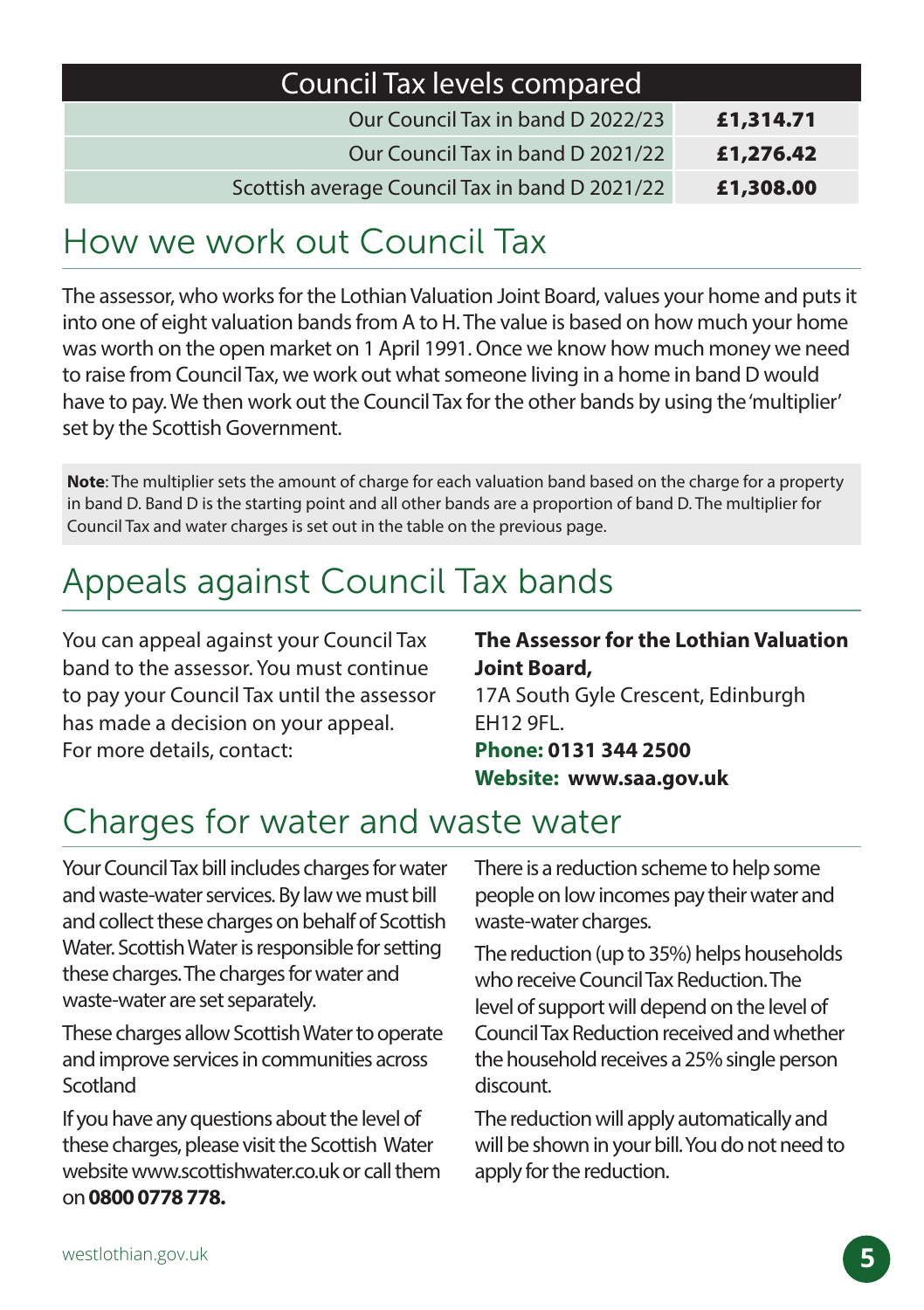| Council Tax levels compared | |
|---|---|
| Our Council Tax in band D 2022/23 | **£1,314.71** |
| Our Council Tax in band D 2021/22 | **£1,276.42** |
| Scottish average Council Tax in band D 2021/22 | **£1,308.00** |

## How we work out Council Tax

The assessor, who works for the Lothian Valuation Joint Board, values your home and puts it into one of eight valuation bands from A to H. The value is based on how much your home was worth on the open market on 1 April 1991. Once we know how much money we need to raise from Council Tax, we work out what someone living in a home in band D would have to pay. We then work out the Council Tax for the other bands by using the 'multiplier' set by the Scottish Government.

**Note**: The multiplier sets the amount of charge for each valuation band based on the charge for a property in band D. Band D is the starting point and all other bands are a proportion of band D. The multiplier for Council Tax and water charges is set out in the table on the previous page.

## Appeals against Council Tax bands

You can appeal against your Council Tax band to the assessor. You must continue to pay your Council Tax until the assessor has made a decision on your appeal. For more details, contact:

**The Assessor for the Lothian Valuation Joint Board,**
17A South Gyle Crescent, Edinburgh
EH12 9FL.
**Phone: 0131 344 2500**
**Website: www.saa.gov.uk**

## Charges for water and waste water

Your Council Tax bill includes charges for water and waste-water services. By law we must bill and collect these charges on behalf of Scottish Water. Scottish Water is responsible for setting these charges. The charges for water and waste-water are set separately.

These charges allow Scottish Water to operate and improve services in communities across Scotland

If you have any questions about the level of these charges, please visit the Scottish Water website www.scottishwater.co.uk or call them on **0800 0778 778.**

There is a reduction scheme to help some people on low incomes pay their water and waste-water charges.

The reduction (up to 35%) helps households who receive Council Tax Reduction. The level of support will depend on the level of Council Tax Reduction received and whether the household receives a 25% single person discount.

The reduction will apply automatically and will be shown in your bill. You do not need to apply for the reduction.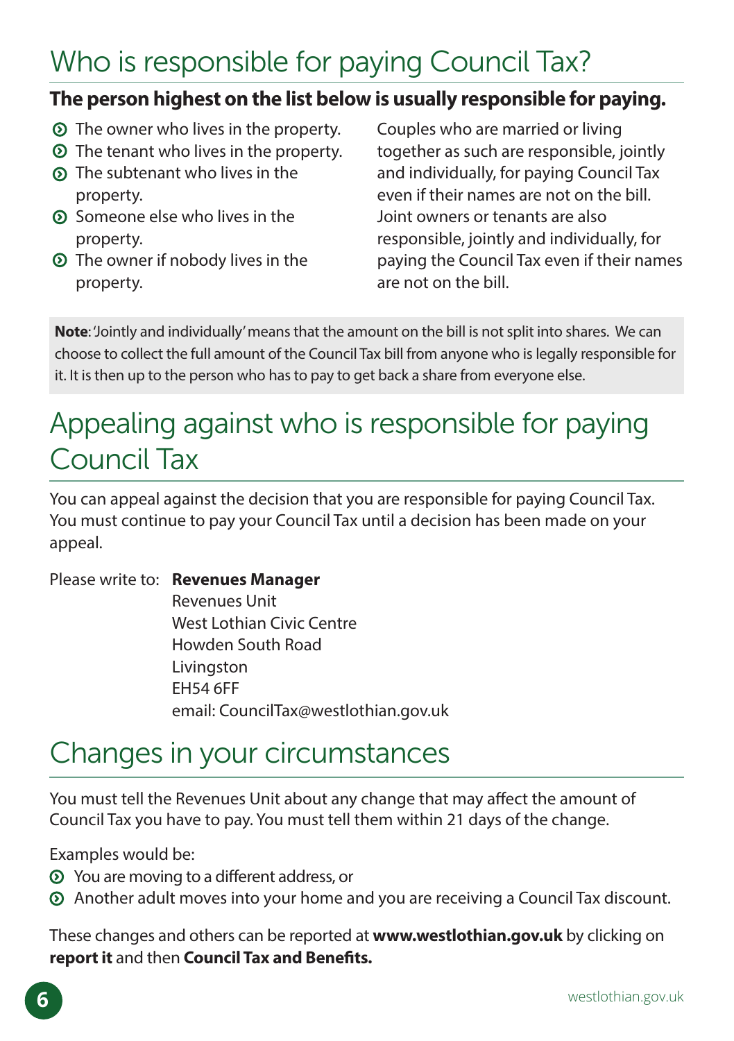# Who is responsible for paying Council Tax?

**The person highest on the list below is usually responsible for paying.**

- The owner who lives in the property.
- The tenant who lives in the property.
- The subtenant who lives in the property.
- Someone else who lives in the property.
- The owner if nobody lives in the property.

Couples who are married or living together as such are responsible, jointly and individually, for paying Council Tax even if their names are not on the bill. Joint owners or tenants are also responsible, jointly and individually, for paying the Council Tax even if their names are not on the bill.

**Note**: 'Jointly and individually' means that the amount on the bill is not split into shares. We can choose to collect the full amount of the Council Tax bill from anyone who is legally responsible for it. It is then up to the person who has to pay to get back a share from everyone else.

# Appealing against who is responsible for paying Council Tax

You can appeal against the decision that you are responsible for paying Council Tax. You must continue to pay your Council Tax until a decision has been made on your appeal.

Please write to: **Revenues Manager**
Revenues Unit
West Lothian Civic Centre
Howden South Road
Livingston
EH54 6FF
email: CouncilTax@westlothian.gov.uk

# Changes in your circumstances

You must tell the Revenues Unit about any change that may affect the amount of Council Tax you have to pay. You must tell them within 21 days of the change.

Examples would be:

- You are moving to a different address, or
- Another adult moves into your home and you are receiving a Council Tax discount.

These changes and others can be reported at **www.westlothian.gov.uk** by clicking on **report it** and then **Council Tax and Benefits.**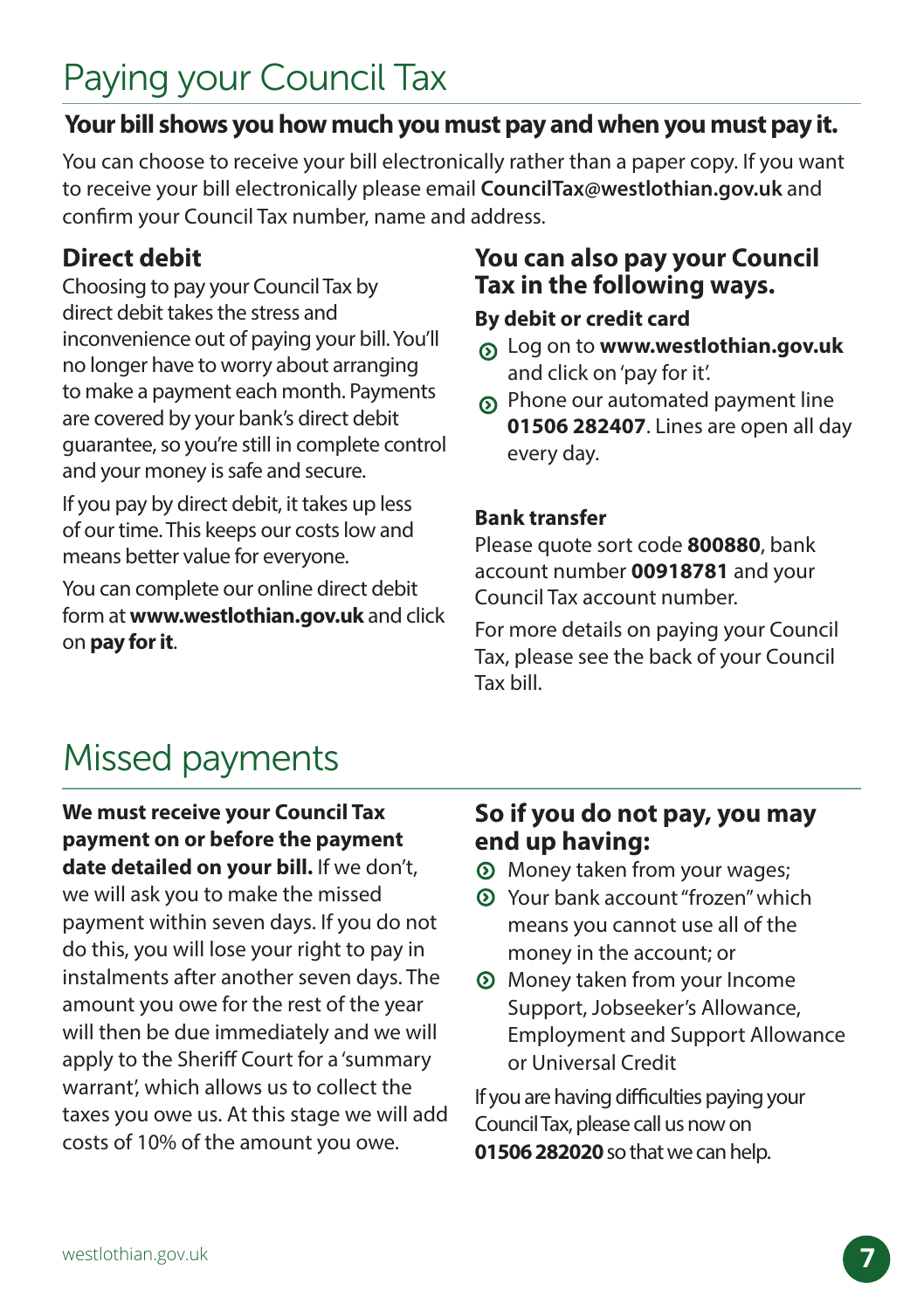# Paying your Council Tax

**Your bill shows you how much you must pay and when you must pay it.**

You can choose to receive your bill electronically rather than a paper copy. If you want to receive your bill electronically please email **CouncilTax@westlothian.gov.uk** and confirm your Council Tax number, name and address.

## Direct debit

Choosing to pay your Council Tax by direct debit takes the stress and inconvenience out of paying your bill. You'll no longer have to worry about arranging to make a payment each month. Payments are covered by your bank's direct debit guarantee, so you're still in complete control and your money is safe and secure.

If you pay by direct debit, it takes up less of our time. This keeps our costs low and means better value for everyone.

You can complete our online direct debit form at **www.westlothian.gov.uk** and click on **pay for it**.

## You can also pay your Council Tax in the following ways.

### By debit or credit card

- Log on to **www.westlothian.gov.uk** and click on 'pay for it'.
- Phone our automated payment line **01506 282407**. Lines are open all day every day.

### Bank transfer

Please quote sort code **800880**, bank account number **00918781** and your Council Tax account number.

For more details on paying your Council Tax, please see the back of your Council Tax bill.

# Missed payments

**We must receive your Council Tax payment on or before the payment date detailed on your bill.** If we don't, we will ask you to make the missed payment within seven days. If you do not do this, you will lose your right to pay in instalments after another seven days. The amount you owe for the rest of the year will then be due immediately and we will apply to the Sheriff Court for a 'summary warrant', which allows us to collect the taxes you owe us. At this stage we will add costs of 10% of the amount you owe.

## So if you do not pay, you may end up having:

- Money taken from your wages;
- Your bank account "frozen" which means you cannot use all of the money in the account; or
- Money taken from your Income Support, Jobseeker's Allowance, Employment and Support Allowance or Universal Credit

If you are having difficulties paying your Council Tax, please call us now on **01506 282020** so that we can help.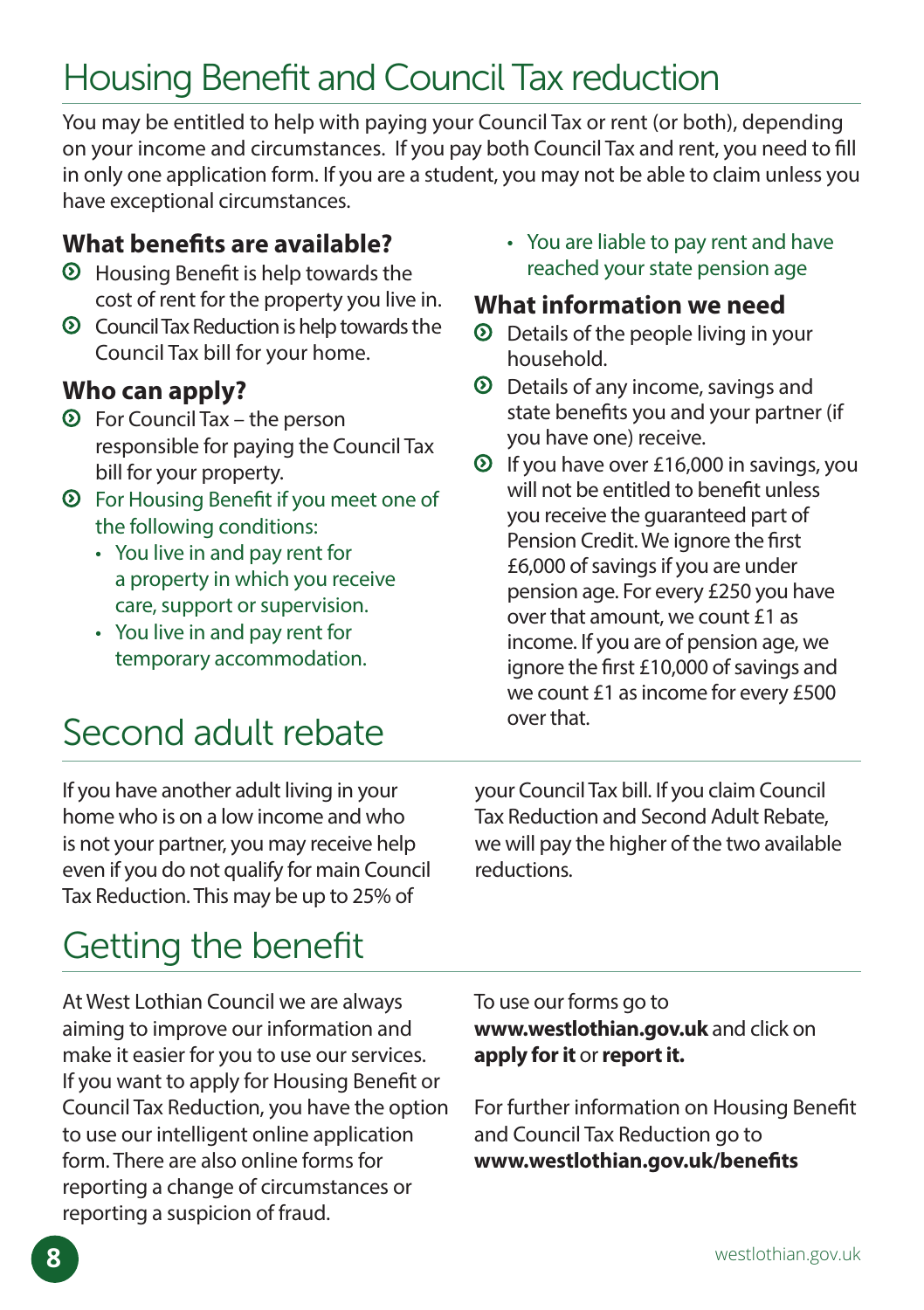# Housing Benefit and Council Tax reduction

You may be entitled to help with paying your Council Tax or rent (or both), depending on your income and circumstances. If you pay both Council Tax and rent, you need to fill in only one application form. If you are a student, you may not be able to claim unless you have exceptional circumstances.

### What benefits are available?

- Housing Benefit is help towards the cost of rent for the property you live in.
- Council Tax Reduction is help towards the Council Tax bill for your home.

### Who can apply?

- For Council Tax – the person responsible for paying the Council Tax bill for your property.
- For Housing Benefit if you meet one of the following conditions:
  - You live in and pay rent for a property in which you receive care, support or supervision.
  - You live in and pay rent for temporary accommodation.
  - You are liable to pay rent and have reached your state pension age

### What information we need

- Details of the people living in your household.
- Details of any income, savings and state benefits you and your partner (if you have one) receive.
- If you have over £16,000 in savings, you will not be entitled to benefit unless you receive the guaranteed part of Pension Credit. We ignore the first £6,000 of savings if you are under pension age. For every £250 you have over that amount, we count £1 as income. If you are of pension age, we ignore the first £10,000 of savings and we count £1 as income for every £500 over that.

# Second adult rebate

If you have another adult living in your home who is on a low income and who is not your partner, you may receive help even if you do not qualify for main Council Tax Reduction. This may be up to 25% of your Council Tax bill. If you claim Council Tax Reduction and Second Adult Rebate, we will pay the higher of the two available reductions.

# Getting the benefit

At West Lothian Council we are always aiming to improve our information and make it easier for you to use our services. If you want to apply for Housing Benefit or Council Tax Reduction, you have the option to use our intelligent online application form. There are also online forms for reporting a change of circumstances or reporting a suspicion of fraud.

To use our forms go to **www.westlothian.gov.uk** and click on **apply for it** or **report it.**

For further information on Housing Benefit and Council Tax Reduction go to **www.westlothian.gov.uk/benefits**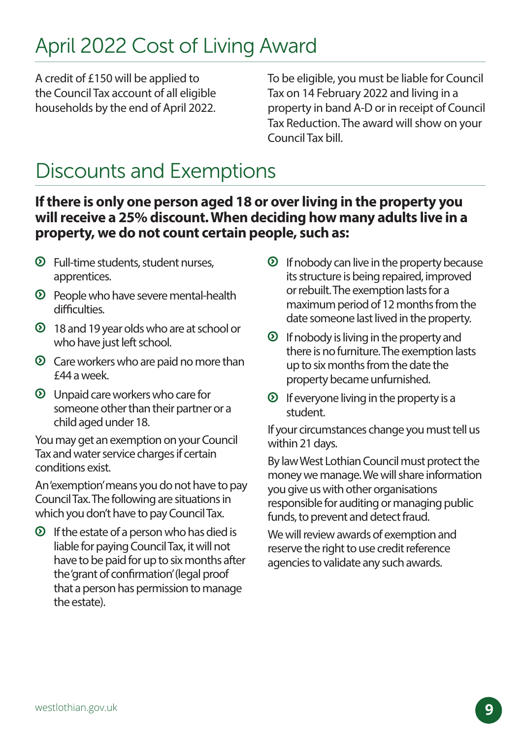## April 2022 Cost of Living Award

A credit of £150 will be applied to the Council Tax account of all eligible households by the end of April 2022.

To be eligible, you must be liable for Council Tax on 14 February 2022 and living in a property in band A-D or in receipt of Council Tax Reduction. The award will show on your Council Tax bill.

## Discounts and Exemptions

**If there is only one person aged 18 or over living in the property you will receive a 25% discount. When deciding how many adults live in a property, we do not count certain people, such as:**

- Full-time students, student nurses, apprentices.
- People who have severe mental-health difficulties.
- 18 and 19 year olds who are at school or who have just left school.
- Care workers who are paid no more than £44 a week.
- Unpaid care workers who care for someone other than their partner or a child aged under 18.

You may get an exemption on your Council Tax and water service charges if certain conditions exist.

An 'exemption' means you do not have to pay Council Tax. The following are situations in which you don't have to pay Council Tax.

- If the estate of a person who has died is liable for paying Council Tax, it will not have to be paid for up to six months after the 'grant of confirmation' (legal proof that a person has permission to manage the estate).
- If nobody can live in the property because its structure is being repaired, improved or rebuilt. The exemption lasts for a maximum period of 12 months from the date someone last lived in the property.
- If nobody is living in the property and there is no furniture. The exemption lasts up to six months from the date the property became unfurnished.
- If everyone living in the property is a student.

If your circumstances change you must tell us within 21 days.

By law West Lothian Council must protect the money we manage. We will share information you give us with other organisations responsible for auditing or managing public funds, to prevent and detect fraud.

We will review awards of exemption and reserve the right to use credit reference agencies to validate any such awards.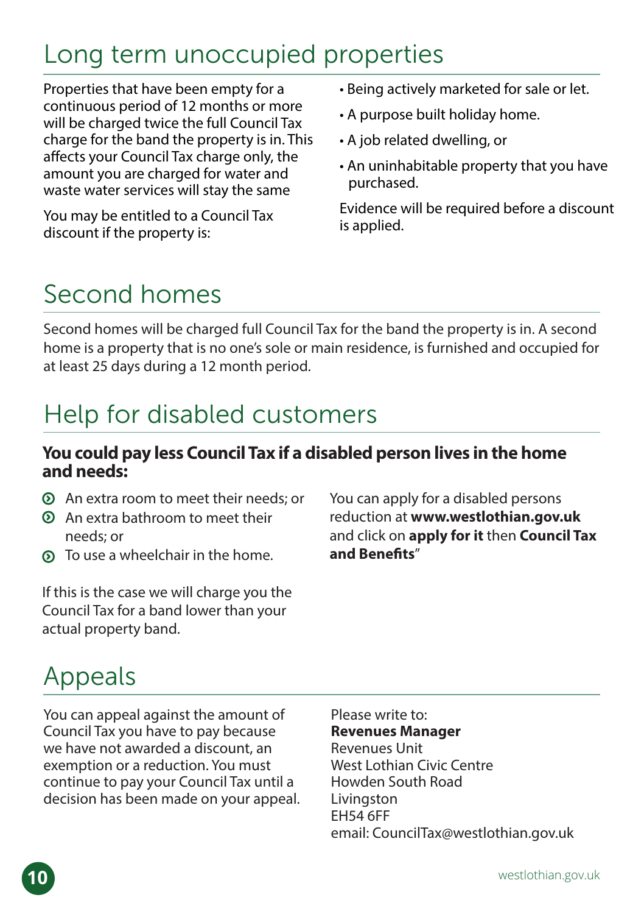# Long term unoccupied properties

Properties that have been empty for a continuous period of 12 months or more will be charged twice the full Council Tax charge for the band the property is in. This affects your Council Tax charge only, the amount you are charged for water and waste water services will stay the same

You may be entitled to a Council Tax discount if the property is:

- Being actively marketed for sale or let.
- A purpose built holiday home.
- A job related dwelling, or
- An uninhabitable property that you have purchased.

Evidence will be required before a discount is applied.

# Second homes

Second homes will be charged full Council Tax for the band the property is in. A second home is a property that is no one's sole or main residence, is furnished and occupied for at least 25 days during a 12 month period.

# Help for disabled customers

**You could pay less Council Tax if a disabled person lives in the home and needs:**

- An extra room to meet their needs; or
- An extra bathroom to meet their needs; or
- To use a wheelchair in the home.

If this is the case we will charge you the Council Tax for a band lower than your actual property band.

You can apply for a disabled persons reduction at **www.westlothian.gov.uk** and click on **apply for it** then **Council Tax and Benefits**"

# Appeals

You can appeal against the amount of Council Tax you have to pay because we have not awarded a discount, an exemption or a reduction. You must continue to pay your Council Tax until a decision has been made on your appeal.

Please write to:
**Revenues Manager**
Revenues Unit
West Lothian Civic Centre
Howden South Road
Livingston
EH54 6FF
email: CouncilTax@westlothian.gov.uk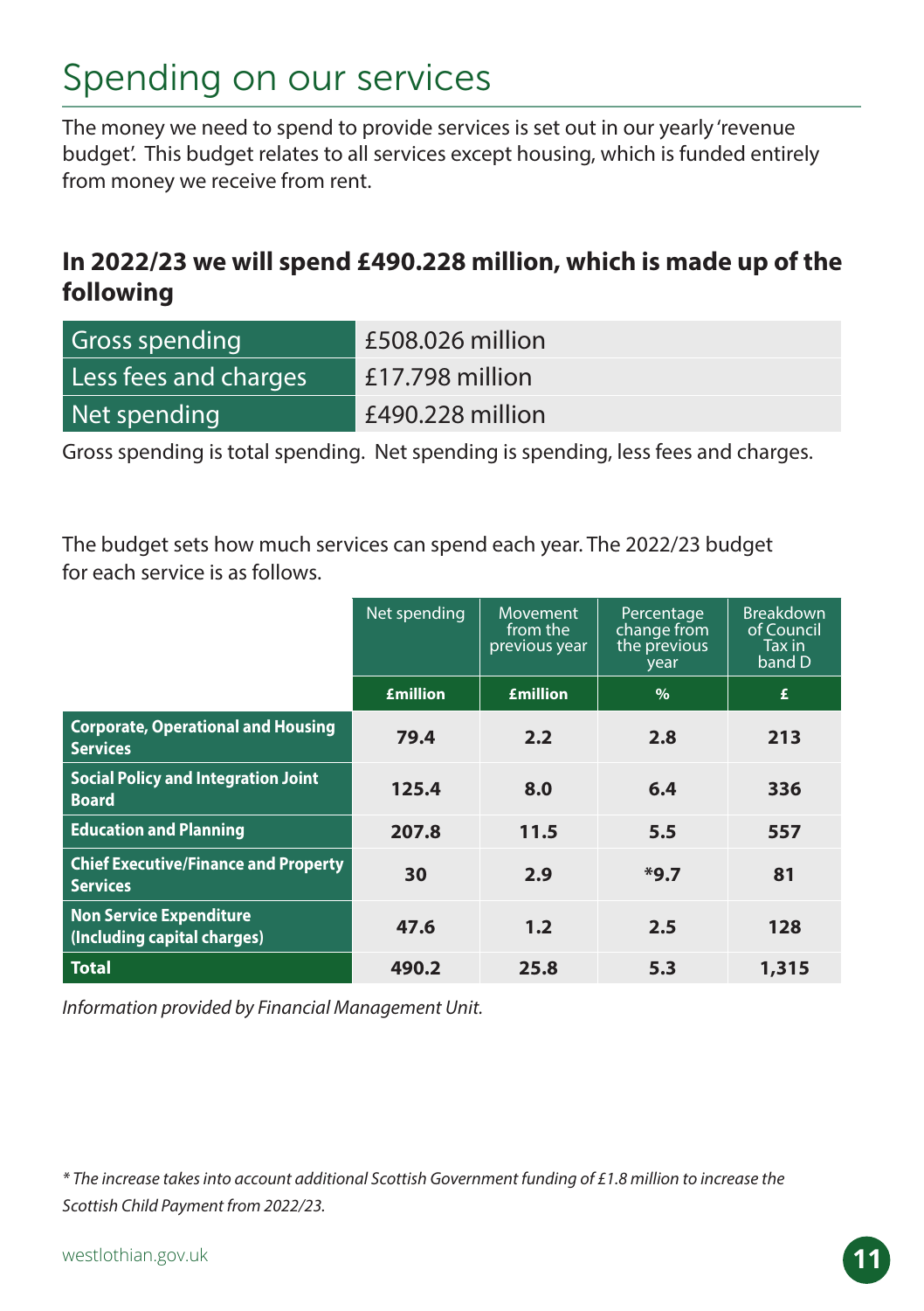# Spending on our services

The money we need to spend to provide services is set out in our yearly 'revenue budget'. This budget relates to all services except housing, which is funded entirely from money we receive from rent.

## In 2022/23 we will spend £490.228 million, which is made up of the following

| | |
|---|---|
| Gross spending | £508.026 million |
| Less fees and charges | £17.798 million |
| Net spending | £490.228 million |

Gross spending is total spending. Net spending is spending, less fees and charges.

The budget sets how much services can spend each year. The 2022/23 budget for each service is as follows.

| | Net spending | Movement from the previous year | Percentage change from the previous year | Breakdown of Council Tax in band D |
|---|---|---|---|---|
| | £million | £million | % | £ |
| **Corporate, Operational and Housing Services** | 79.4 | 2.2 | 2.8 | 213 |
| **Social Policy and Integration Joint Board** | 125.4 | 8.0 | 6.4 | 336 |
| **Education and Planning** | 207.8 | 11.5 | 5.5 | 557 |
| **Chief Executive/Finance and Property Services** | 30 | 2.9 | *9.7 | 81 |
| **Non Service Expenditure (Including capital charges)** | 47.6 | 1.2 | 2.5 | 128 |
| **Total** | 490.2 | 25.8 | 5.3 | 1,315 |

*Information provided by Financial Management Unit.*

*\* The increase takes into account additional Scottish Government funding of £1.8 million to increase the Scottish Child Payment from 2022/23.*

westlothian.gov.uk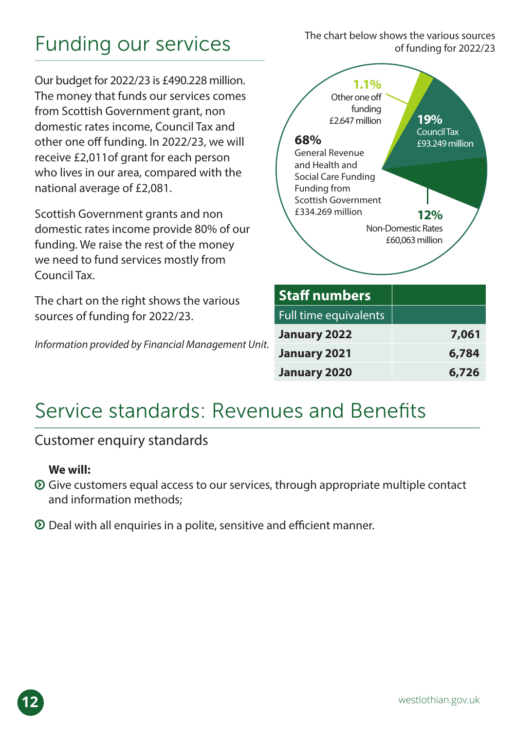# Funding our services

Our budget for 2022/23 is £490.228 million. The money that funds our services comes from Scottish Government grant, non domestic rates income, Council Tax and other one off funding. In 2022/23, we will receive £2,011of grant for each person who lives in our area, compared with the national average of £2,081.

Scottish Government grants and non domestic rates income provide 80% of our funding. We raise the rest of the money we need to fund services mostly from Council Tax.

The chart on the right shows the various sources of funding for 2022/23.

*Information provided by Financial Management Unit.*

The chart below shows the various sources of funding for 2022/23

**68%** General Revenue and Health and Social Care Funding Funding from Scottish Government £334.269 million

**1.1%** Other one off funding £2.647 million

**19%** Council Tax £93.249 million

**12%** Non-Domestic Rates £60,063 million

| Staff numbers | |
|---|---|
| Full time equivalents | |
| **January 2022** | **7,061** |
| **January 2021** | **6,784** |
| **January 2020** | **6,726** |

# Service standards: Revenues and Benefits

## Customer enquiry standards

**We will:**

- Give customers equal access to our services, through appropriate multiple contact and information methods;
- Deal with all enquiries in a polite, sensitive and efficient manner.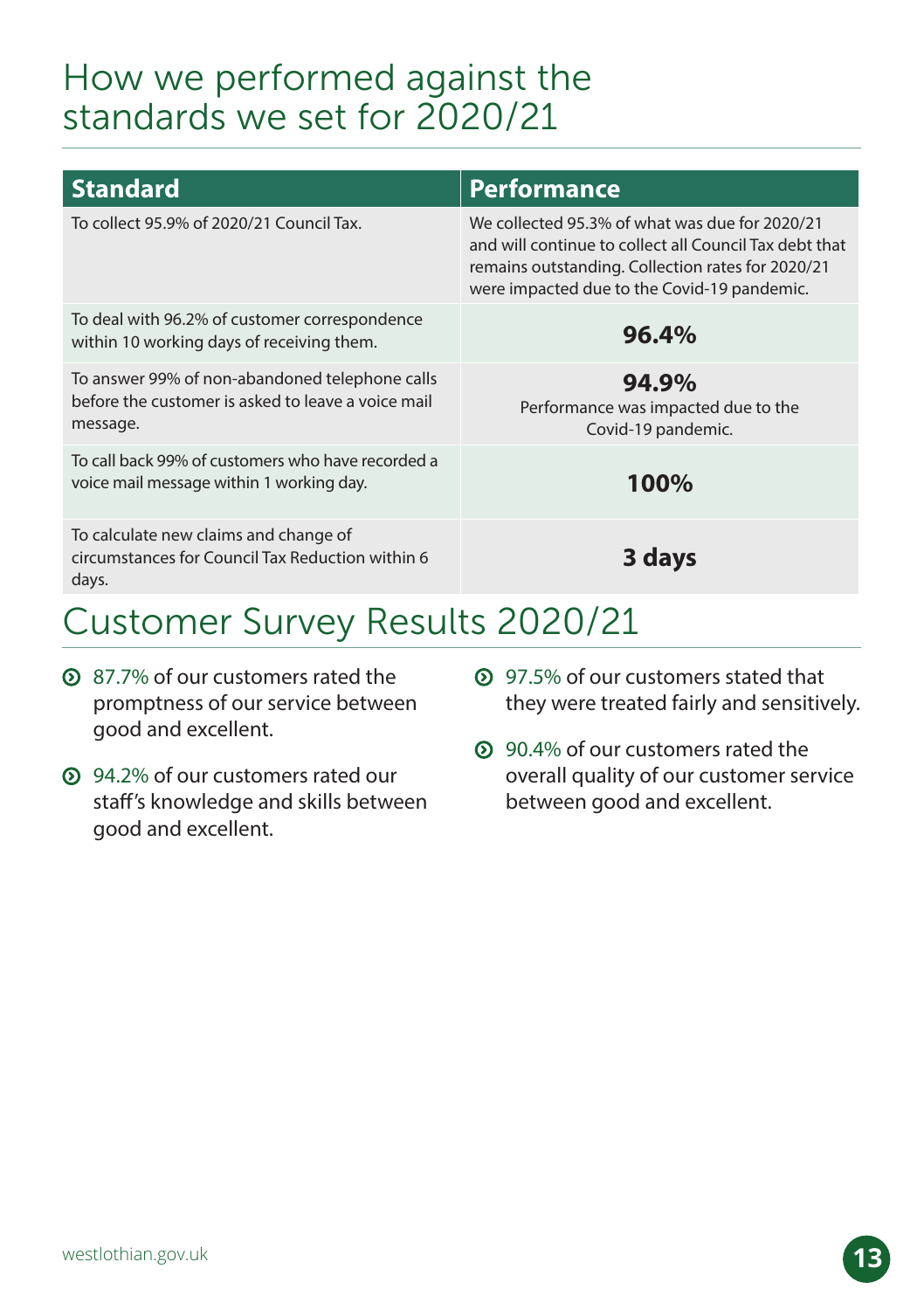# How we performed against the standards we set for 2020/21

| Standard | Performance |
|---|---|
| To collect 95.9% of 2020/21 Council Tax. | We collected 95.3% of what was due for 2020/21 and will continue to collect all Council Tax debt that remains outstanding. Collection rates for 2020/21 were impacted due to the Covid-19 pandemic. |
| To deal with 96.2% of customer correspondence within 10 working days of receiving them. | **96.4%** |
| To answer 99% of non-abandoned telephone calls before the customer is asked to leave a voice mail message. | **94.9%** Performance was impacted due to the Covid-19 pandemic. |
| To call back 99% of customers who have recorded a voice mail message within 1 working day. | **100%** |
| To calculate new claims and change of circumstances for Council Tax Reduction within 6 days. | **3 days** |

# Customer Survey Results 2020/21

- 87.7% of our customers rated the promptness of our service between good and excellent.
- 94.2% of our customers rated our staff's knowledge and skills between good and excellent.
- 97.5% of our customers stated that they were treated fairly and sensitively.
- 90.4% of our customers rated the overall quality of our customer service between good and excellent.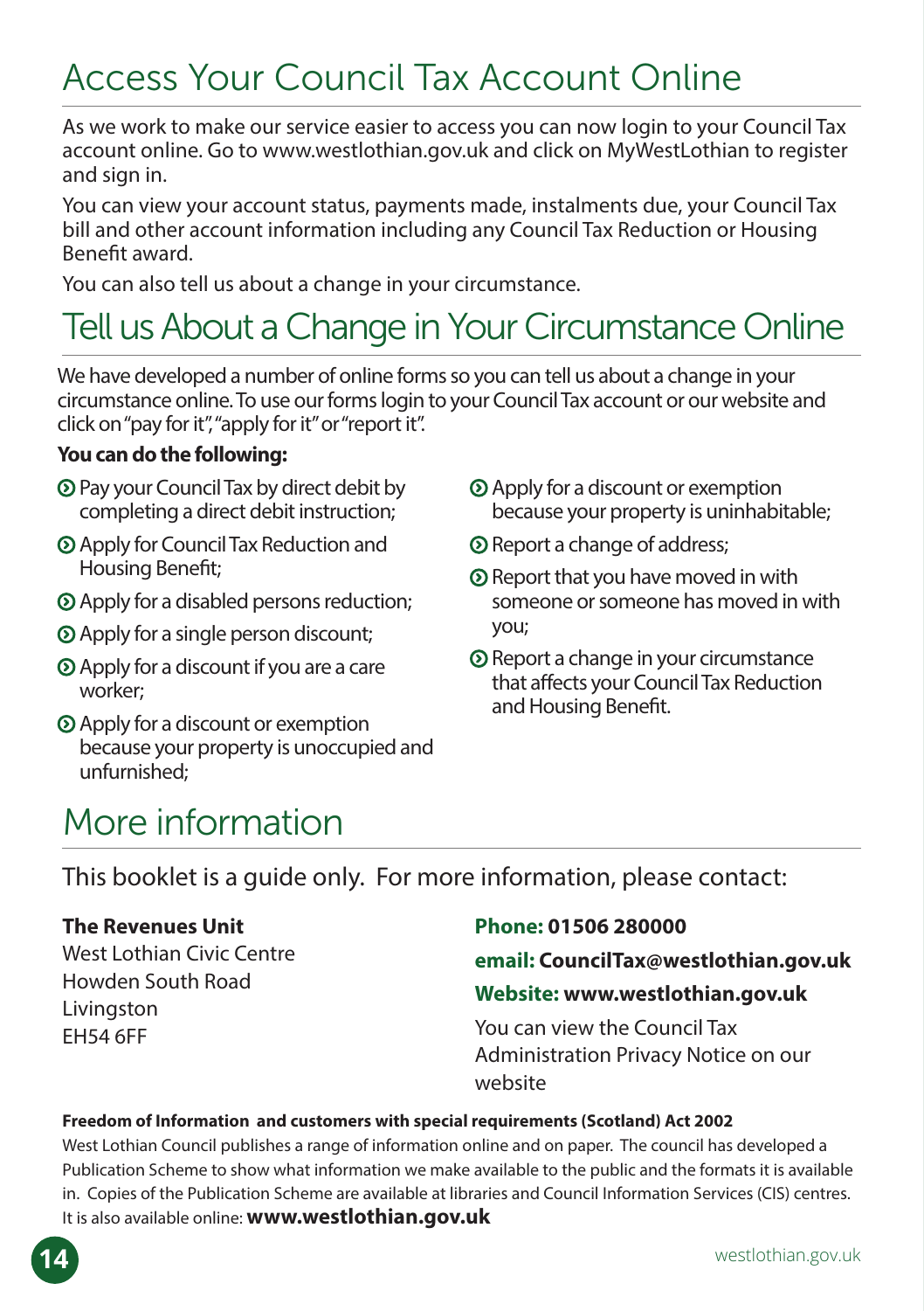# Access Your Council Tax Account Online

As we work to make our service easier to access you can now login to your Council Tax account online. Go to www.westlothian.gov.uk and click on MyWestLothian to register and sign in.

You can view your account status, payments made, instalments due, your Council Tax bill and other account information including any Council Tax Reduction or Housing Benefit award.

You can also tell us about a change in your circumstance.

# Tell us About a Change in Your Circumstance Online

We have developed a number of online forms so you can tell us about a change in your circumstance online. To use our forms login to your Council Tax account or our website and click on "pay for it", "apply for it" or "report it".

**You can do the following:**

- Pay your Council Tax by direct debit by completing a direct debit instruction;
- Apply for Council Tax Reduction and Housing Benefit;
- Apply for a disabled persons reduction;
- Apply for a single person discount;
- Apply for a discount if you are a care worker;
- Apply for a discount or exemption because your property is unoccupied and unfurnished;
- Apply for a discount or exemption because your property is uninhabitable;
- Report a change of address;
- Report that you have moved in with someone or someone has moved in with you;
- Report a change in your circumstance that affects your Council Tax Reduction and Housing Benefit.

# More information

This booklet is a guide only. For more information, please contact:

**The Revenues Unit**
West Lothian Civic Centre
Howden South Road
Livingston
EH54 6FF

**Phone: 01506 280000**

**email: CouncilTax@westlothian.gov.uk**

**Website: www.westlothian.gov.uk**

You can view the Council Tax Administration Privacy Notice on our website

**Freedom of Information and customers with special requirements (Scotland) Act 2002**

West Lothian Council publishes a range of information online and on paper. The council has developed a Publication Scheme to show what information we make available to the public and the formats it is available in. Copies of the Publication Scheme are available at libraries and Council Information Services (CIS) centres. It is also available online: **www.westlothian.gov.uk**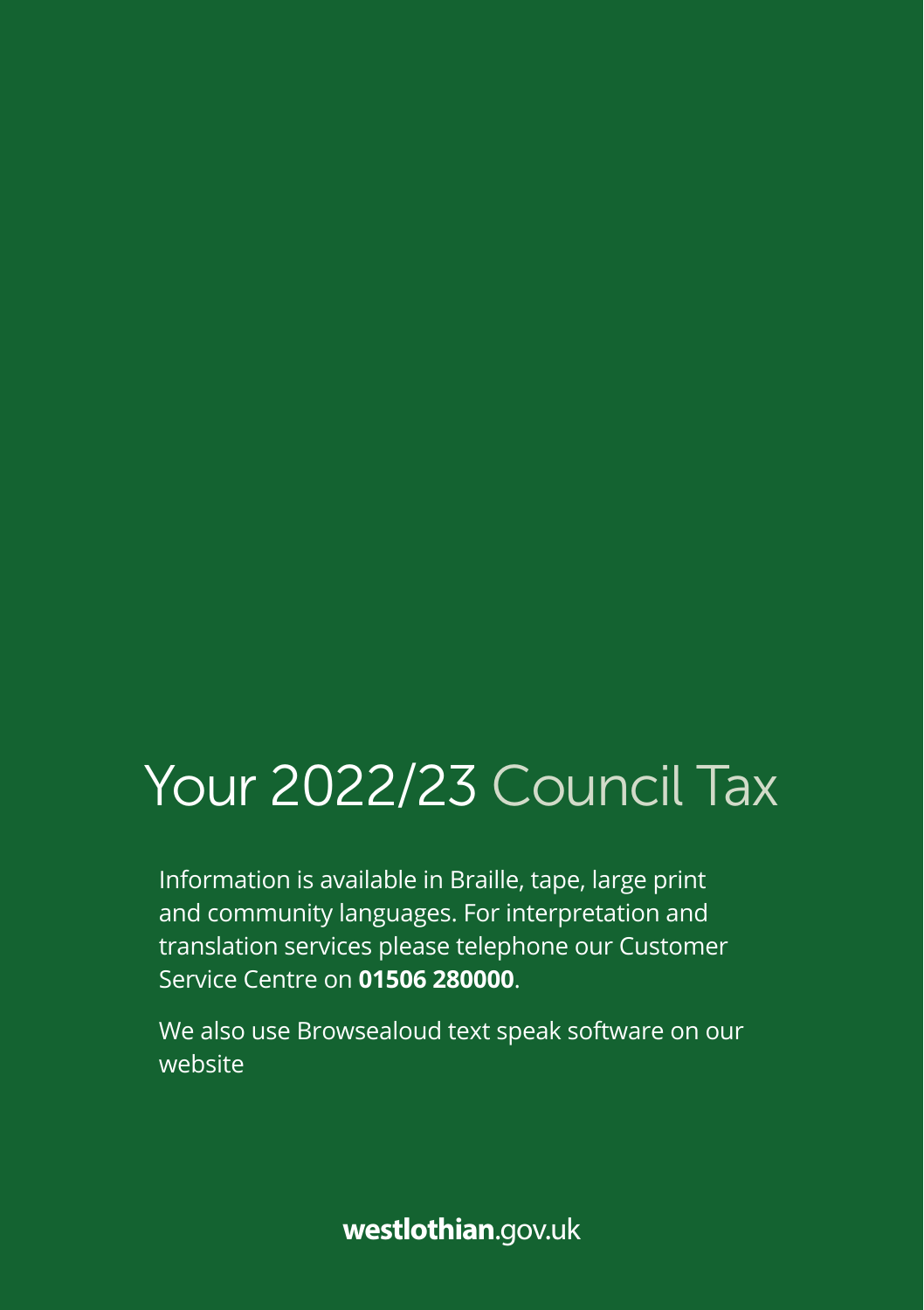# Your 2022/23 Council Tax

Information is available in Braille, tape, large print and community languages. For interpretation and translation services please telephone our Customer Service Centre on **01506 280000**.

We also use Browsealoud text speak software on our website

**westlothian**.gov.uk